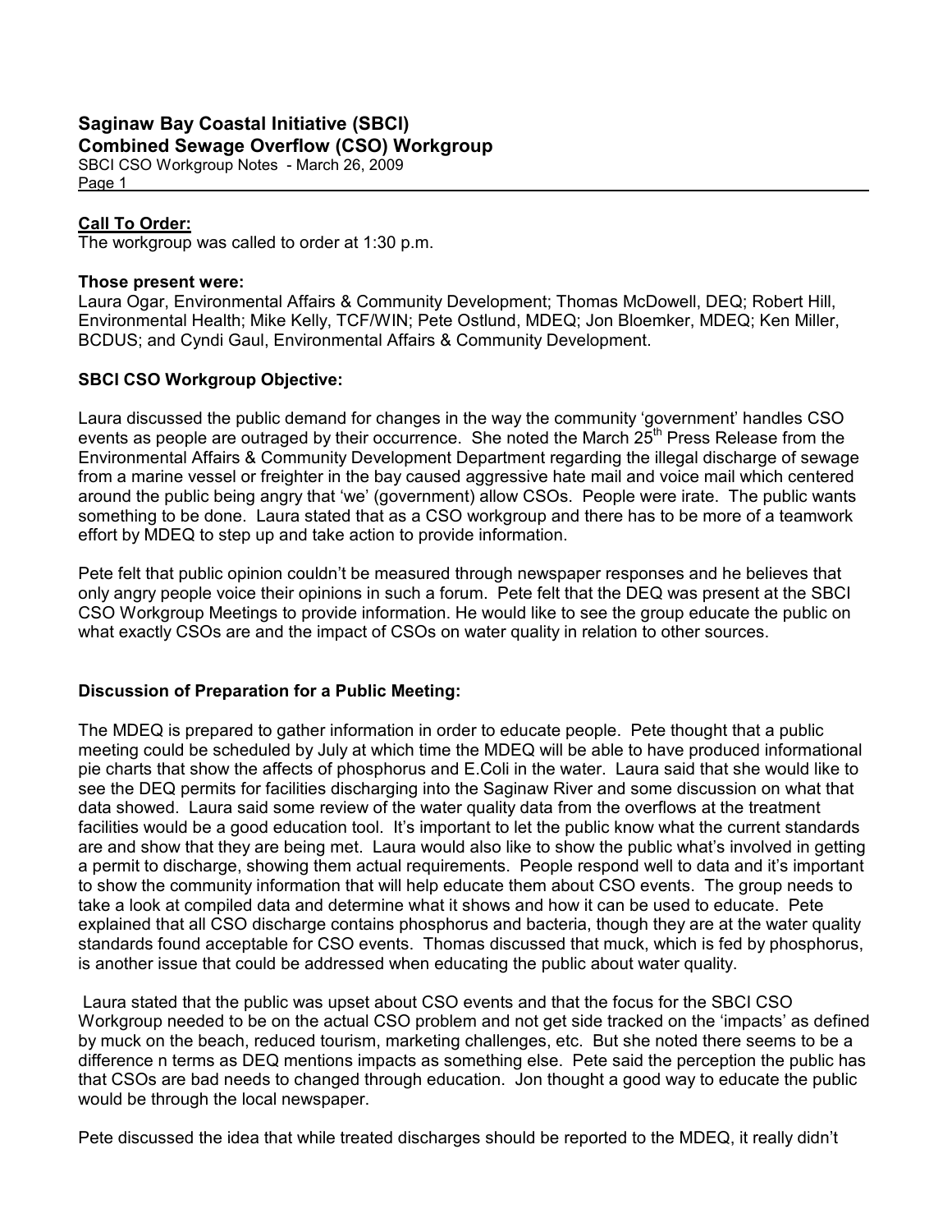# Saginaw Bay Coastal Initiative (SBCI)
## Combined Sewage Overflow (CSO) Workgroup

SBCI CSO Workgroup Notes - March 26, 2009

**Call To Order:**

The workgroup was called to order at 1:30 p.m.

**Those present were:**

Laura Ogar, Environmental Affairs & Community Development; Thomas McDowell, DEQ; Robert Hill, Environmental Health; Mike Kelly, TCF/WIN; Pete Ostlund, MDEQ; Jon Bloemker, MDEQ; Ken Miller, BCDUS; and Cyndi Gaul, Environmental Affairs & Community Development.

**SBCI CSO Workgroup Objective:**

Laura discussed the public demand for changes in the way the community 'government' handles CSO events as people are outraged by their occurrence. She noted the March 25th Press Release from the Environmental Affairs & Community Development Department regarding the illegal discharge of sewage from a marine vessel or freighter in the bay caused aggressive hate mail and voice mail which centered around the public being angry that 'we' (government) allow CSOs. People were irate. The public wants something to be done. Laura stated that as a CSO workgroup and there has to be more of a teamwork effort by MDEQ to step up and take action to provide information.

Pete felt that public opinion couldn't be measured through newspaper responses and he believes that only angry people voice their opinions in such a forum. Pete felt that the DEQ was present at the SBCI CSO Workgroup Meetings to provide information. He would like to see the group educate the public on what exactly CSOs are and the impact of CSOs on water quality in relation to other sources.

**Discussion of Preparation for a Public Meeting:**

The MDEQ is prepared to gather information in order to educate people. Pete thought that a public meeting could be scheduled by July at which time the MDEQ will be able to have produced informational pie charts that show the affects of phosphorus and E.Coli in the water. Laura said that she would like to see the DEQ permits for facilities discharging into the Saginaw River and some discussion on what that data showed. Laura said some review of the water quality data from the overflows at the treatment facilities would be a good education tool. It's important to let the public know what the current standards are and show that they are being met. Laura would also like to show the public what's involved in getting a permit to discharge, showing them actual requirements. People respond well to data and it's important to show the community information that will help educate them about CSO events. The group needs to take a look at compiled data and determine what it shows and how it can be used to educate. Pete explained that all CSO discharge contains phosphorus and bacteria, though they are at the water quality standards found acceptable for CSO events. Thomas discussed that muck, which is fed by phosphorus, is another issue that could be addressed when educating the public about water quality.

Laura stated that the public was upset about CSO events and that the focus for the SBCI CSO Workgroup needed to be on the actual CSO problem and not get side tracked on the 'impacts' as defined by muck on the beach, reduced tourism, marketing challenges, etc. But she noted there seems to be a difference n terms as DEQ mentions impacts as something else. Pete said the perception the public has that CSOs are bad needs to changed through education. Jon thought a good way to educate the public would be through the local newspaper.

Pete discussed the idea that while treated discharges should be reported to the MDEQ, it really didn't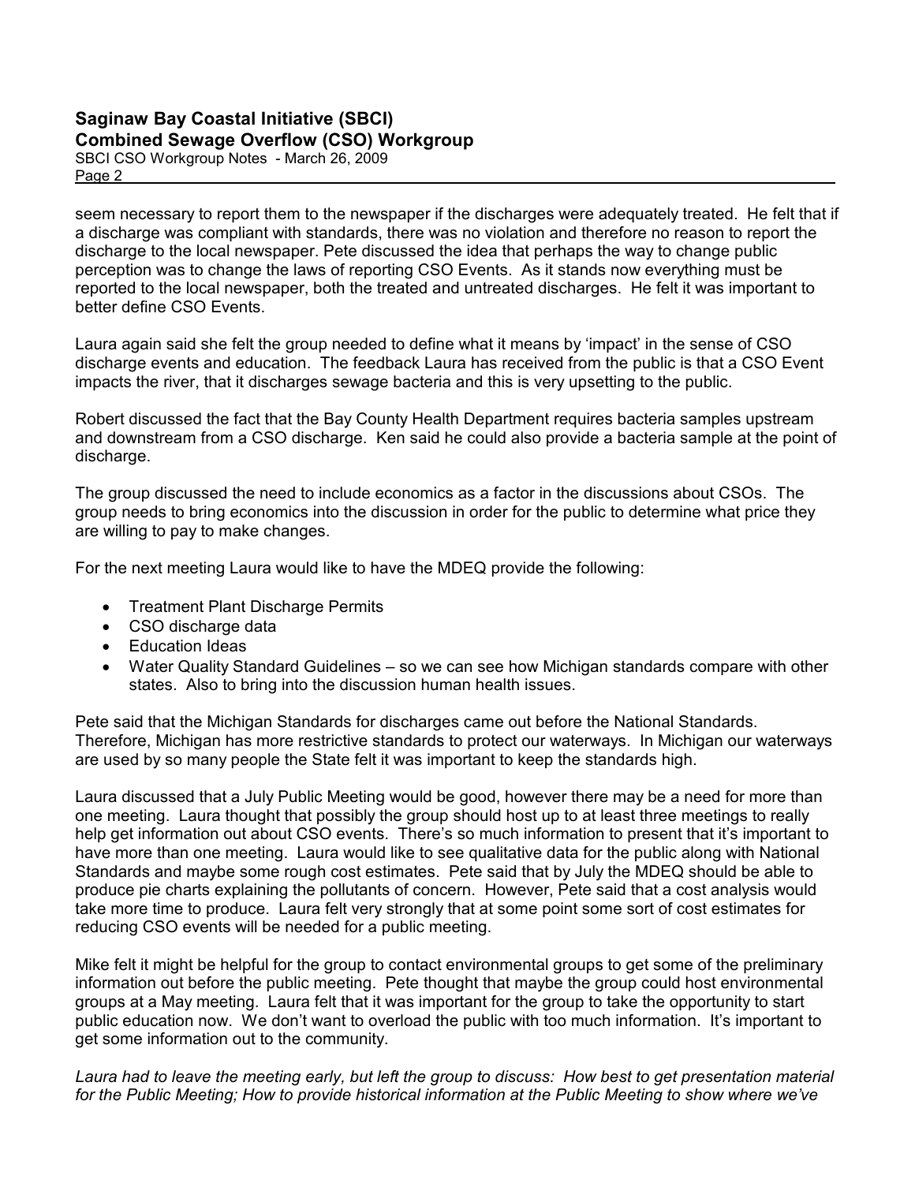seem necessary to report them to the newspaper if the discharges were adequately treated. He felt that if a discharge was compliant with standards, there was no violation and therefore no reason to report the discharge to the local newspaper. Pete discussed the idea that perhaps the way to change public perception was to change the laws of reporting CSO Events. As it stands now everything must be reported to the local newspaper, both the treated and untreated discharges. He felt it was important to better define CSO Events.

Laura again said she felt the group needed to define what it means by 'impact' in the sense of CSO discharge events and education. The feedback Laura has received from the public is that a CSO Event impacts the river, that it discharges sewage bacteria and this is very upsetting to the public.

Robert discussed the fact that the Bay County Health Department requires bacteria samples upstream and downstream from a CSO discharge. Ken said he could also provide a bacteria sample at the point of discharge.

The group discussed the need to include economics as a factor in the discussions about CSOs. The group needs to bring economics into the discussion in order for the public to determine what price they are willing to pay to make changes.

For the next meeting Laura would like to have the MDEQ provide the following:

- Treatment Plant Discharge Permits
- CSO discharge data
- Education Ideas
- Water Quality Standard Guidelines – so we can see how Michigan standards compare with other states. Also to bring into the discussion human health issues.

Pete said that the Michigan Standards for discharges came out before the National Standards. Therefore, Michigan has more restrictive standards to protect our waterways. In Michigan our waterways are used by so many people the State felt it was important to keep the standards high.

Laura discussed that a July Public Meeting would be good, however there may be a need for more than one meeting. Laura thought that possibly the group should host up to at least three meetings to really help get information out about CSO events. There's so much information to present that it's important to have more than one meeting. Laura would like to see qualitative data for the public along with National Standards and maybe some rough cost estimates. Pete said that by July the MDEQ should be able to produce pie charts explaining the pollutants of concern. However, Pete said that a cost analysis would take more time to produce. Laura felt very strongly that at some point some sort of cost estimates for reducing CSO events will be needed for a public meeting.

Mike felt it might be helpful for the group to contact environmental groups to get some of the preliminary information out before the public meeting. Pete thought that maybe the group could host environmental groups at a May meeting. Laura felt that it was important for the group to take the opportunity to start public education now. We don't want to overload the public with too much information. It's important to get some information out to the community.

*Laura had to leave the meeting early, but left the group to discuss: How best to get presentation material for the Public Meeting; How to provide historical information at the Public Meeting to show where we've*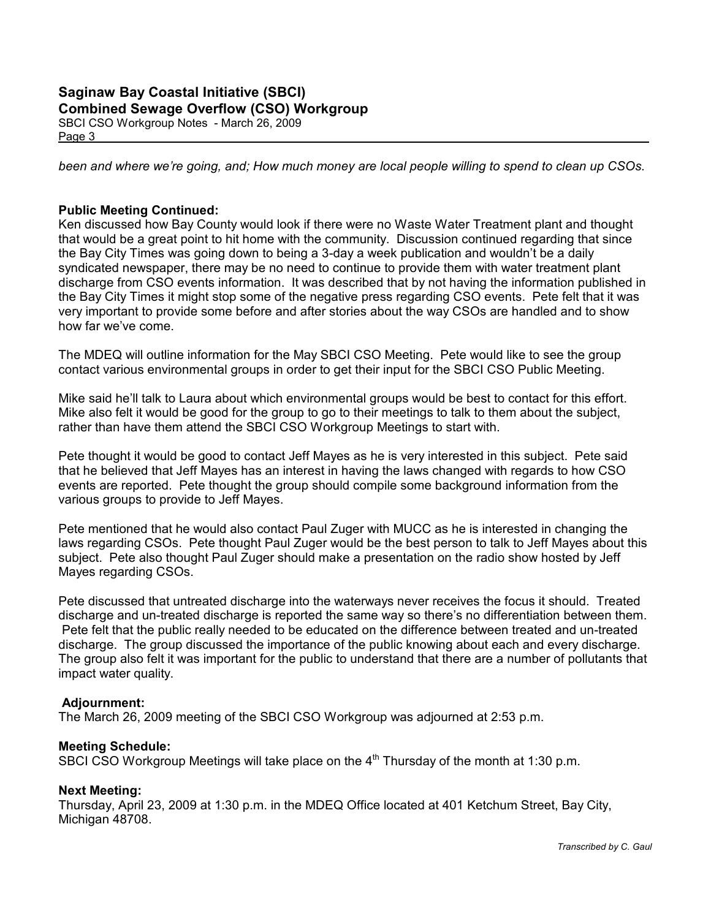*been and where we're going, and; How much money are local people willing to spend to clean up CSOs.*

**Public Meeting Continued:**
Ken discussed how Bay County would look if there were no Waste Water Treatment plant and thought that would be a great point to hit home with the community. Discussion continued regarding that since the Bay City Times was going down to being a 3-day a week publication and wouldn't be a daily syndicated newspaper, there may be no need to continue to provide them with water treatment plant discharge from CSO events information. It was described that by not having the information published in the Bay City Times it might stop some of the negative press regarding CSO events. Pete felt that it was very important to provide some before and after stories about the way CSOs are handled and to show how far we've come.

The MDEQ will outline information for the May SBCI CSO Meeting. Pete would like to see the group contact various environmental groups in order to get their input for the SBCI CSO Public Meeting.

Mike said he'll talk to Laura about which environmental groups would be best to contact for this effort. Mike also felt it would be good for the group to go to their meetings to talk to them about the subject, rather than have them attend the SBCI CSO Workgroup Meetings to start with.

Pete thought it would be good to contact Jeff Mayes as he is very interested in this subject. Pete said that he believed that Jeff Mayes has an interest in having the laws changed with regards to how CSO events are reported. Pete thought the group should compile some background information from the various groups to provide to Jeff Mayes.

Pete mentioned that he would also contact Paul Zuger with MUCC as he is interested in changing the laws regarding CSOs. Pete thought Paul Zuger would be the best person to talk to Jeff Mayes about this subject. Pete also thought Paul Zuger should make a presentation on the radio show hosted by Jeff Mayes regarding CSOs.

Pete discussed that untreated discharge into the waterways never receives the focus it should. Treated discharge and un-treated discharge is reported the same way so there's no differentiation between them. Pete felt that the public really needed to be educated on the difference between treated and un-treated discharge. The group discussed the importance of the public knowing about each and every discharge. The group also felt it was important for the public to understand that there are a number of pollutants that impact water quality.

**Adjournment:**
The March 26, 2009 meeting of the SBCI CSO Workgroup was adjourned at 2:53 p.m.

**Meeting Schedule:**
SBCI CSO Workgroup Meetings will take place on the 4th Thursday of the month at 1:30 p.m.

**Next Meeting:**
Thursday, April 23, 2009 at 1:30 p.m. in the MDEQ Office located at 401 Ketchum Street, Bay City, Michigan 48708.

*Transcribed by C. Gaul*